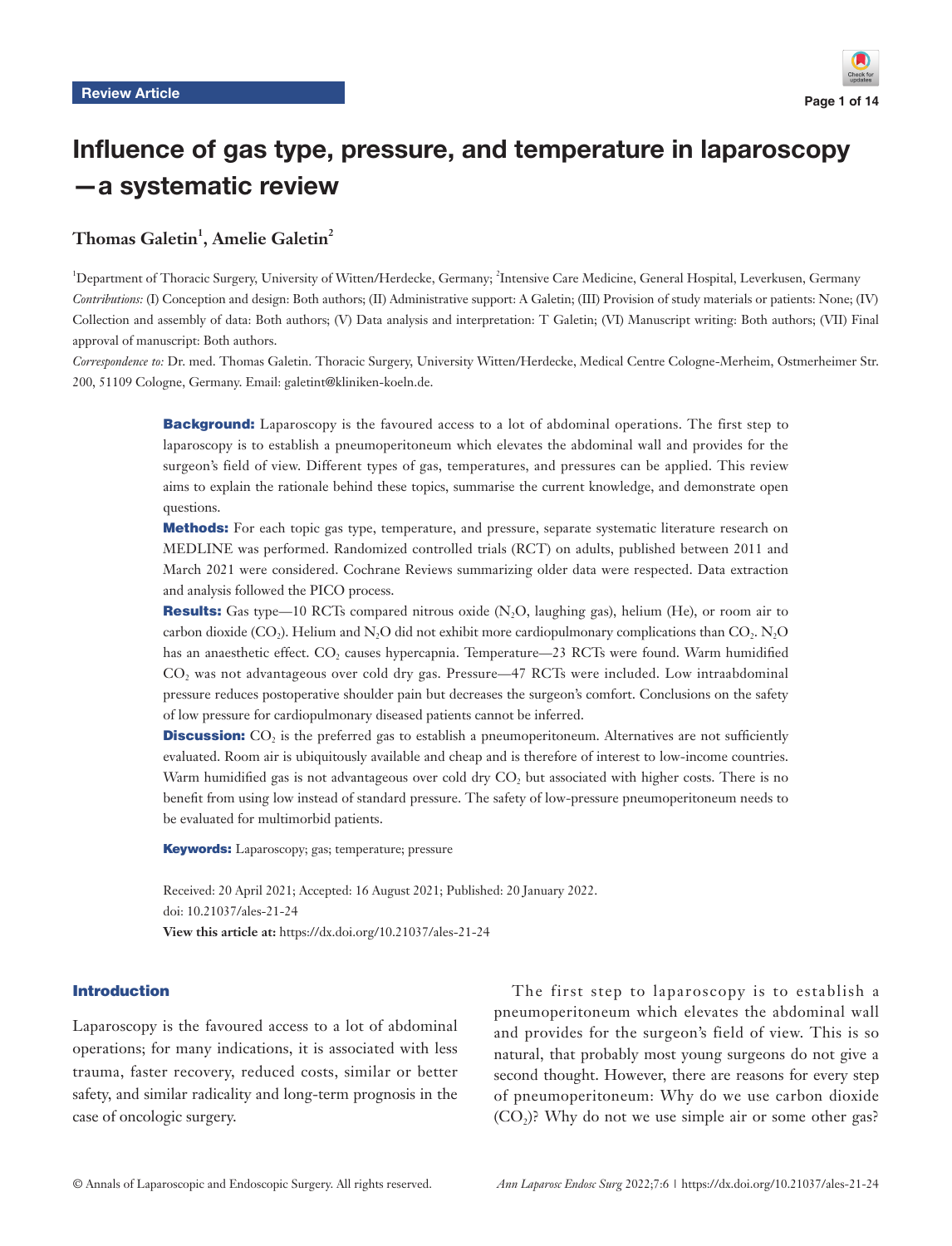Review Article

# Influence of gas type, pressure, and temperature in laparoscopy—a systematic review

**Thomas Galetin[1], Amelie Galetin[2]**

[1]Department of Thoracic Surgery, University of Witten/Herdecke, Germany; [2]Intensive Care Medicine, General Hospital, Leverkusen, Germany

*Contributions:* (I) Conception and design: Both authors; (II) Administrative support: A Galetin; (III) Provision of study materials or patients: None; (IV) Collection and assembly of data: Both authors; (V) Data analysis and interpretation: T Galetin; (VI) Manuscript writing: Both authors; (VII) Final approval of manuscript: Both authors.

*Correspondence to:* Dr. med. Thomas Galetin. Thoracic Surgery, University Witten/Herdecke, Medical Centre Cologne-Merheim, Ostmerheimer Str. 200, 51109 Cologne, Germany. Email: galetint@kliniken-koeln.de.

**Background:** Laparoscopy is the favoured access to a lot of abdominal operations. The first step to laparoscopy is to establish a pneumoperitoneum which elevates the abdominal wall and provides for the surgeon's field of view. Different types of gas, temperatures, and pressures can be applied. This review aims to explain the rationale behind these topics, summarise the current knowledge, and demonstrate open questions.

**Methods:** For each topic gas type, temperature, and pressure, separate systematic literature research on MEDLINE was performed. Randomized controlled trials (RCT) on adults, published between 2011 and March 2021 were considered. Cochrane Reviews summarizing older data were respected. Data extraction and analysis followed the PICO process.

**Results:** Gas type—10 RCTs compared nitrous oxide ($N_2O$, laughing gas), helium (He), or room air to carbon dioxide ($CO_2$). Helium and $N_2O$ did not exhibit more cardiopulmonary complications than $CO_2$. $N_2O$ has an anaesthetic effect. $CO_2$ causes hypercapnia. Temperature—23 RCTs were found. Warm humidified $CO_2$ was not advantageous over cold dry gas. Pressure—47 RCTs were included. Low intraabdominal pressure reduces postoperative shoulder pain but decreases the surgeon's comfort. Conclusions on the safety of low pressure for cardiopulmonary diseased patients cannot be inferred.

**Discussion:** $CO_2$ is the preferred gas to establish a pneumoperitoneum. Alternatives are not sufficiently evaluated. Room air is ubiquitously available and cheap and is therefore of interest to low-income countries. Warm humidified gas is not advantageous over cold dry $CO_2$ but associated with higher costs. There is no benefit from using low instead of standard pressure. The safety of low-pressure pneumoperitoneum needs to be evaluated for multimorbid patients.

**Keywords:** Laparoscopy; gas; temperature; pressure

Received: 20 April 2021; Accepted: 16 August 2021; Published: 20 January 2022.
doi: 10.21037/ales-21-24
**View this article at:** https://dx.doi.org/10.21037/ales-21-24

## Introduction

Laparoscopy is the favoured access to a lot of abdominal operations; for many indications, it is associated with less trauma, faster recovery, reduced costs, similar or better safety, and similar radicality and long-term prognosis in the case of oncologic surgery.

The first step to laparoscopy is to establish a pneumoperitoneum which elevates the abdominal wall and provides for the surgeon's field of view. This is so natural, that probably most young surgeons do not give a second thought. However, there are reasons for every step of pneumoperitoneum: Why do we use carbon dioxide ($CO_2$)? Why do not we use simple air or some other gas?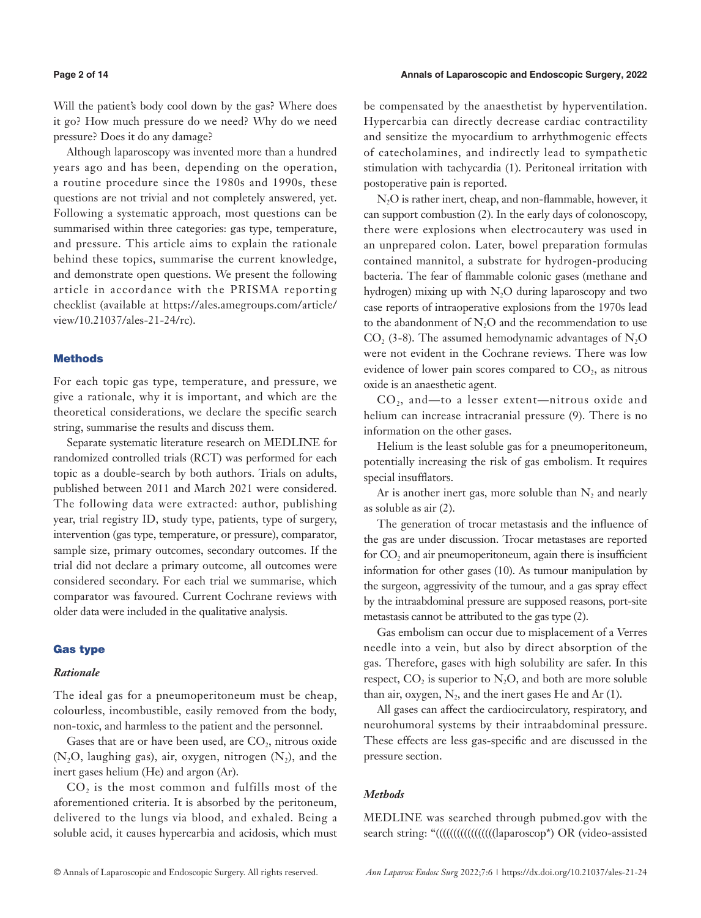Will the patient's body cool down by the gas? Where does it go? How much pressure do we need? Why do we need pressure? Does it do any damage?

Although laparoscopy was invented more than a hundred years ago and has been, depending on the operation, a routine procedure since the 1980s and 1990s, these questions are not trivial and not completely answered, yet. Following a systematic approach, most questions can be summarised within three categories: gas type, temperature, and pressure. This article aims to explain the rationale behind these topics, summarise the current knowledge, and demonstrate open questions. We present the following article in accordance with the PRISMA reporting checklist (available at https://ales.amegroups.com/article/view/10.21037/ales-21-24/rc).

## Methods

For each topic gas type, temperature, and pressure, we give a rationale, why it is important, and which are the theoretical considerations, we declare the specific search string, summarise the results and discuss them.

Separate systematic literature research on MEDLINE for randomized controlled trials (RCT) was performed for each topic as a double-search by both authors. Trials on adults, published between 2011 and March 2021 were considered. The following data were extracted: author, publishing year, trial registry ID, study type, patients, type of surgery, intervention (gas type, temperature, or pressure), comparator, sample size, primary outcomes, secondary outcomes. If the trial did not declare a primary outcome, all outcomes were considered secondary. For each trial we summarise, which comparator was favoured. Current Cochrane reviews with older data were included in the qualitative analysis.

## Gas type

### *Rationale*

The ideal gas for a pneumoperitoneum must be cheap, colourless, incombustible, easily removed from the body, non-toxic, and harmless to the patient and the personnel.

Gases that are or have been used, are $CO_2$, nitrous oxide ($N_2O$, laughing gas), air, oxygen, nitrogen ($N_2$), and the inert gases helium (He) and argon (Ar).

$CO_2$ is the most common and fulfills most of the aforementioned criteria. It is absorbed by the peritoneum, delivered to the lungs via blood, and exhaled. Being a soluble acid, it causes hypercarbia and acidosis, which must be compensated by the anaesthetist by hyperventilation. Hypercarbia can directly decrease cardiac contractility and sensitize the myocardium to arrhythmogenic effects of catecholamines, and indirectly lead to sympathetic stimulation with tachycardia (1). Peritoneal irritation with postoperative pain is reported.

$N_2O$ is rather inert, cheap, and non-flammable, however, it can support combustion (2). In the early days of colonoscopy, there were explosions when electrocautery was used in an unprepared colon. Later, bowel preparation formulas contained mannitol, a substrate for hydrogen-producing bacteria. The fear of flammable colonic gases (methane and hydrogen) mixing up with $N_2O$ during laparoscopy and two case reports of intraoperative explosions from the 1970s lead to the abandonment of $N_2O$ and the recommendation to use $CO_2$ (3-8). The assumed hemodynamic advantages of $N_2O$ were not evident in the Cochrane reviews. There was low evidence of lower pain scores compared to $CO_2$, as nitrous oxide is an anaesthetic agent.

$CO_2$, and—to a lesser extent—nitrous oxide and helium can increase intracranial pressure (9). There is no information on the other gases.

Helium is the least soluble gas for a pneumoperitoneum, potentially increasing the risk of gas embolism. It requires special insufflators.

Ar is another inert gas, more soluble than $N_2$ and nearly as soluble as air (2).

The generation of trocar metastasis and the influence of the gas are under discussion. Trocar metastases are reported for $CO_2$ and air pneumoperitoneum, again there is insufficient information for other gases (10). As tumour manipulation by the surgeon, aggressivity of the tumour, and a gas spray effect by the intraabdominal pressure are supposed reasons, port-site metastasis cannot be attributed to the gas type (2).

Gas embolism can occur due to misplacement of a Verres needle into a vein, but also by direct absorption of the gas. Therefore, gases with high solubility are safer. In this respect, $CO_2$ is superior to $N_2O$, and both are more soluble than air, oxygen, $N_2$, and the inert gases He and Ar (1).

All gases can affect the cardiocirculatory, respiratory, and neurohumoral systems by their intraabdominal pressure. These effects are less gas-specific and are discussed in the pressure section.

### *Methods*

MEDLINE was searched through pubmed.gov with the search string: "(((((((((((((((((laparoscop*) OR (video-assisted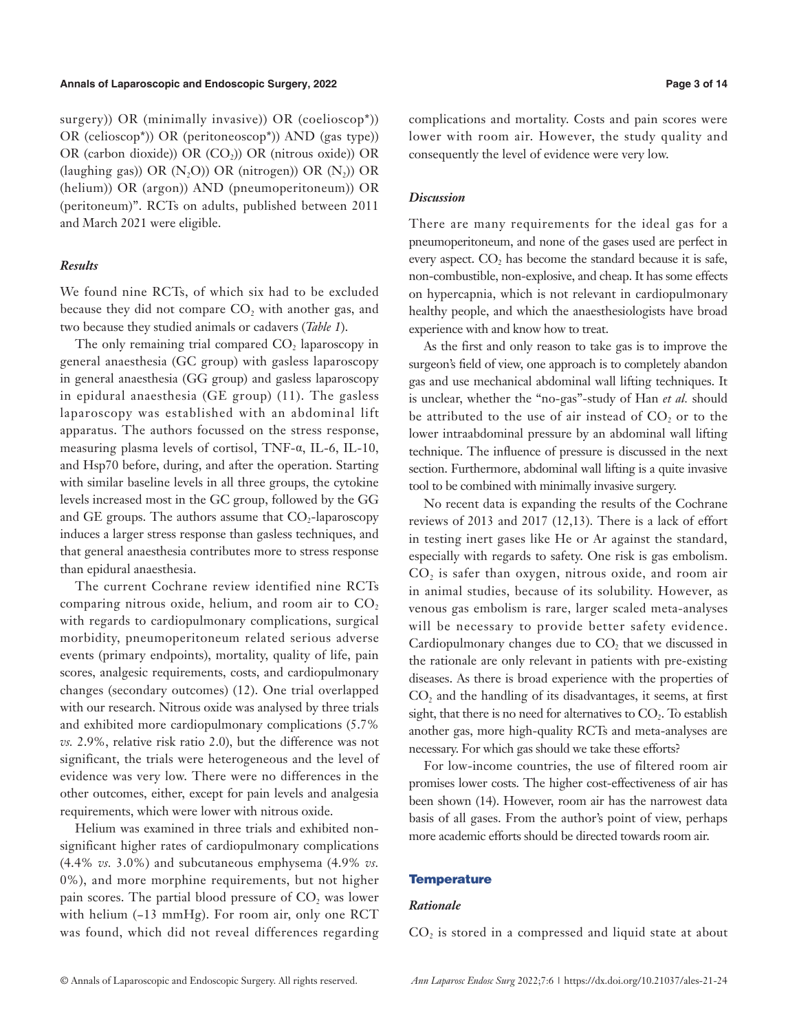surgery)) OR (minimally invasive)) OR (coelioscop*)) OR (celioscop*)) OR (peritoneoscop*)) AND (gas type)) OR (carbon dioxide)) OR ($CO_2$)) OR (nitrous oxide)) OR (laughing gas)) OR ($N_2O$)) OR (nitrogen)) OR ($N_2$)) OR (helium)) OR (argon)) AND (pneumoperitoneum)) OR (peritoneum)". RCTs on adults, published between 2011 and March 2021 were eligible.

### *Results*

We found nine RCTs, of which six had to be excluded because they did not compare $CO_2$ with another gas, and two because they studied animals or cadavers (*Table 1*).

The only remaining trial compared $CO_2$ laparoscopy in general anaesthesia (GC group) with gasless laparoscopy in general anaesthesia (GG group) and gasless laparoscopy in epidural anaesthesia (GE group) (11). The gasless laparoscopy was established with an abdominal lift apparatus. The authors focussed on the stress response, measuring plasma levels of cortisol, TNF-α, IL-6, IL-10, and Hsp70 before, during, and after the operation. Starting with similar baseline levels in all three groups, the cytokine levels increased most in the GC group, followed by the GG and GE groups. The authors assume that $CO_2$-laparoscopy induces a larger stress response than gasless techniques, and that general anaesthesia contributes more to stress response than epidural anaesthesia.

The current Cochrane review identified nine RCTs comparing nitrous oxide, helium, and room air to $CO_2$ with regards to cardiopulmonary complications, surgical morbidity, pneumoperitoneum related serious adverse events (primary endpoints), mortality, quality of life, pain scores, analgesic requirements, costs, and cardiopulmonary changes (secondary outcomes) (12). One trial overlapped with our research. Nitrous oxide was analysed by three trials and exhibited more cardiopulmonary complications (5.7% *vs.* 2.9%, relative risk ratio 2.0), but the difference was not significant, the trials were heterogeneous and the level of evidence was very low. There were no differences in the other outcomes, either, except for pain levels and analgesia requirements, which were lower with nitrous oxide.

Helium was examined in three trials and exhibited non-significant higher rates of cardiopulmonary complications (4.4% *vs.* 3.0%) and subcutaneous emphysema (4.9% *vs.* 0%), and more morphine requirements, but not higher pain scores. The partial blood pressure of $CO_2$ was lower with helium (−13 mmHg). For room air, only one RCT was found, which did not reveal differences regarding complications and mortality. Costs and pain scores were lower with room air. However, the study quality and consequently the level of evidence were very low.

### *Discussion*

There are many requirements for the ideal gas for a pneumoperitoneum, and none of the gases used are perfect in every aspect. $CO_2$ has become the standard because it is safe, non-combustible, non-explosive, and cheap. It has some effects on hypercapnia, which is not relevant in cardiopulmonary healthy people, and which the anaesthesiologists have broad experience with and know how to treat.

As the first and only reason to take gas is to improve the surgeon's field of view, one approach is to completely abandon gas and use mechanical abdominal wall lifting techniques. It is unclear, whether the "no-gas"-study of Han *et al.* should be attributed to the use of air instead of $CO_2$ or to the lower intraabdominal pressure by an abdominal wall lifting technique. The influence of pressure is discussed in the next section. Furthermore, abdominal wall lifting is a quite invasive tool to be combined with minimally invasive surgery.

No recent data is expanding the results of the Cochrane reviews of 2013 and 2017 (12,13). There is a lack of effort in testing inert gases like He or Ar against the standard, especially with regards to safety. One risk is gas embolism. $CO_2$ is safer than oxygen, nitrous oxide, and room air in animal studies, because of its solubility. However, as venous gas embolism is rare, larger scaled meta-analyses will be necessary to provide better safety evidence. Cardiopulmonary changes due to $CO_2$ that we discussed in the rationale are only relevant in patients with pre-existing diseases. As there is broad experience with the properties of $CO_2$ and the handling of its disadvantages, it seems, at first sight, that there is no need for alternatives to $CO_2$. To establish another gas, more high-quality RCTs and meta-analyses are necessary. For which gas should we take these efforts?

For low-income countries, the use of filtered room air promises lower costs. The higher cost-effectiveness of air has been shown (14). However, room air has the narrowest data basis of all gases. From the author's point of view, perhaps more academic efforts should be directed towards room air.

## Temperature

### *Rationale*

$CO_2$ is stored in a compressed and liquid state at about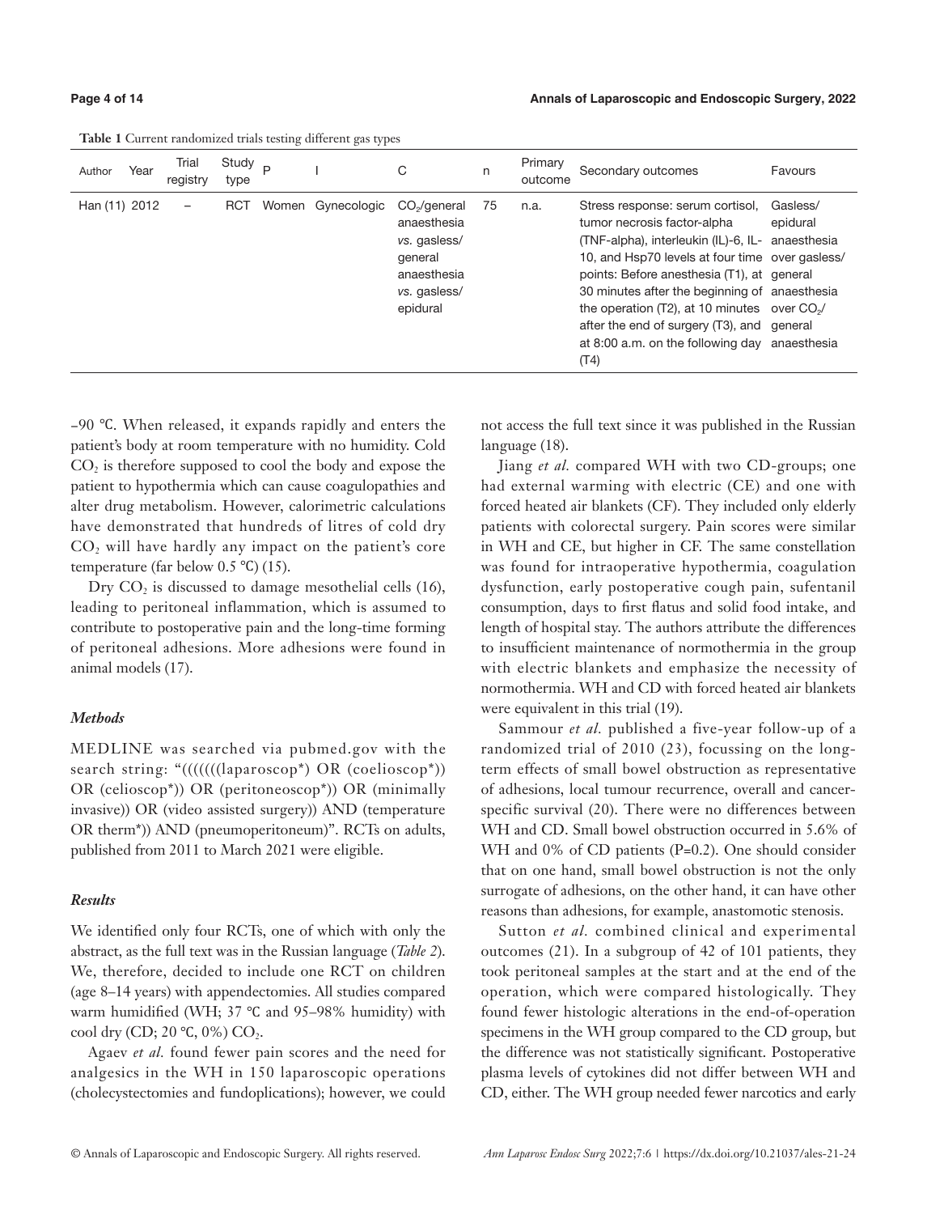**Table 1** Current randomized trials testing different gas types

| Author | Year | Trial registry | Study type | P | I | C | n | Primary outcome | Secondary outcomes | Favours |
|---|---|---|---|---|---|---|---|---|---|---|
| Han (11) | 2012 | – | RCT | Women | Gynecologic | $CO_2$/general anaesthesia *vs.* gasless/ general anaesthesia *vs.* gasless/ epidural | 75 | n.a. | Stress response: serum cortisol, tumor necrosis factor-alpha (TNF-alpha), interleukin (IL)-6, IL-10, and Hsp70 levels at four time points: Before anesthesia (T1), at 30 minutes after the beginning of the operation (T2), at 10 minutes after the end of surgery (T3), and at 8:00 a.m. on the following day (T4) | Gasless/ epidural anaesthesia over gasless/ general anaesthesia over $CO_2$/ general anaesthesia |

−90 ℃. When released, it expands rapidly and enters the patient's body at room temperature with no humidity. Cold $CO_2$ is therefore supposed to cool the body and expose the patient to hypothermia which can cause coagulopathies and alter drug metabolism. However, calorimetric calculations have demonstrated that hundreds of litres of cold dry $CO_2$ will have hardly any impact on the patient's core temperature (far below 0.5 ℃) (15).

Dry $CO_2$ is discussed to damage mesothelial cells (16), leading to peritoneal inflammation, which is assumed to contribute to postoperative pain and the long-time forming of peritoneal adhesions. More adhesions were found in animal models (17).

### *Methods*

MEDLINE was searched via pubmed.gov with the search string: "(((((((laparoscop*) OR (coelioscop*)) OR (celioscop*)) OR (peritoneoscop*)) OR (minimally invasive)) OR (video assisted surgery)) AND (temperature OR therm*)) AND (pneumoperitoneum)". RCTs on adults, published from 2011 to March 2021 were eligible.

### *Results*

We identified only four RCTs, one of which with only the abstract, as the full text was in the Russian language (*Table 2*). We, therefore, decided to include one RCT on children (age 8–14 years) with appendectomies. All studies compared warm humidified (WH; 37 ℃ and 95–98% humidity) with cool dry (CD; 20 ℃, 0%) $CO_2$.

Agaev *et al.* found fewer pain scores and the need for analgesics in the WH in 150 laparoscopic operations (cholecystectomies and fundoplications); however, we could not access the full text since it was published in the Russian language (18).

Jiang *et al.* compared WH with two CD-groups; one had external warming with electric (CE) and one with forced heated air blankets (CF). They included only elderly patients with colorectal surgery. Pain scores were similar in WH and CE, but higher in CF. The same constellation was found for intraoperative hypothermia, coagulation dysfunction, early postoperative cough pain, sufentanil consumption, days to first flatus and solid food intake, and length of hospital stay. The authors attribute the differences to insufficient maintenance of normothermia in the group with electric blankets and emphasize the necessity of normothermia. WH and CD with forced heated air blankets were equivalent in this trial (19).

Sammour *et al.* published a five-year follow-up of a randomized trial of 2010 (23), focussing on the long-term effects of small bowel obstruction as representative of adhesions, local tumour recurrence, overall and cancer-specific survival (20). There were no differences between WH and CD. Small bowel obstruction occurred in 5.6% of WH and 0% of CD patients (P=0.2). One should consider that on one hand, small bowel obstruction is not the only surrogate of adhesions, on the other hand, it can have other reasons than adhesions, for example, anastomotic stenosis.

Sutton *et al.* combined clinical and experimental outcomes (21). In a subgroup of 42 of 101 patients, they took peritoneal samples at the start and at the end of the operation, which were compared histologically. They found fewer histologic alterations in the end-of-operation specimens in the WH group compared to the CD group, but the difference was not statistically significant. Postoperative plasma levels of cytokines did not differ between WH and CD, either. The WH group needed fewer narcotics and early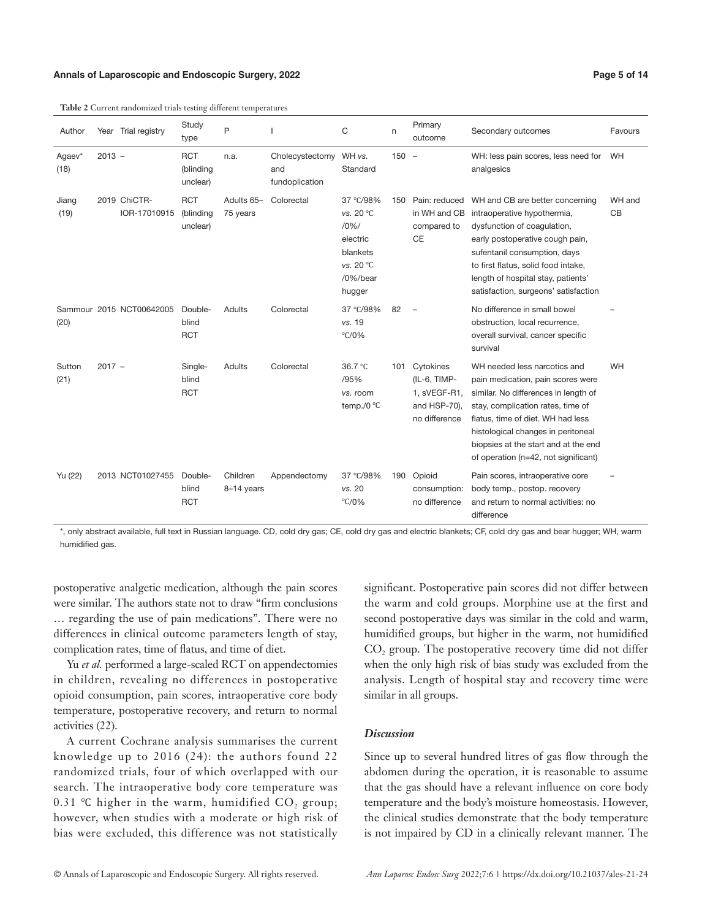**Table 2** Current randomized trials testing different temperatures

| Author | Year | Trial registry | Study type | P | I | C | n | Primary outcome | Secondary outcomes | Favours |
|---|---|---|---|---|---|---|---|---|---|---|
| Agaev* (18) | 2013 | – | RCT (blinding unclear) | n.a. | Cholecystectomy and fundoplication | WH *vs.* Standard | 150 | – | WH: less pain scores, less need for analgesics | WH |
| Jiang (19) | 2019 | ChiCTR-IOR-17010915 | RCT (blinding unclear) | Adults 65–75 years | Colorectal | 37 ℃/98% *vs.* 20 ℃ /0%/ electric blankets *vs.* 20 ℃ /0%/bear hugger | 150 | Pain: reduced in WH and CB compared to CE | WH and CB are better concerning intraoperative hypothermia, dysfunction of coagulation, early postoperative cough pain, sufentanil consumption, days to first flatus, solid food intake, length of hospital stay, patients' satisfaction, surgeons' satisfaction | WH and CB |
| Sammour (20) | 2015 | NCT00642005 | Double-blind RCT | Adults | Colorectal | 37 ℃/98% *vs.* 19 ℃/0% | 82 | – | No difference in small bowel obstruction, local recurrence, overall survival, cancer specific survival | – |
| Sutton (21) | 2017 | – | Single-blind RCT | Adults | Colorectal | 36.7 ℃ /95% *vs.* room temp./0 ℃ | 101 | Cytokines (IL-6, TIMP-1, sVEGF-R1, and HSP-70), no difference | WH needed less narcotics and pain medication, pain scores were similar. No differences in length of stay, complication rates, time of flatus, time of diet. WH had less histological changes in peritoneal biopsies at the start and at the end of operation (n=42, not significant) | WH |
| Yu (22) | 2013 | NCT01027455 | Double-blind RCT | Children 8–14 years | Appendectomy | 37 ℃/98% *vs.* 20 ℃/0% | 190 | Opioid consumption: no difference | Pain scores, intraoperative core body temp., postop. recovery and return to normal activities: no difference | – |

*, only abstract available, full text in Russian language. CD, cold dry gas; CE, cold dry gas and electric blankets; CF, cold dry gas and bear hugger; WH, warm humidified gas.

postoperative analgetic medication, although the pain scores were similar. The authors state not to draw "firm conclusions … regarding the use of pain medications". There were no differences in clinical outcome parameters length of stay, complication rates, time of flatus, and time of diet.

Yu *et al.* performed a large-scaled RCT on appendectomies in children, revealing no differences in postoperative opioid consumption, pain scores, intraoperative core body temperature, postoperative recovery, and return to normal activities (22).

A current Cochrane analysis summarises the current knowledge up to 2016 (24): the authors found 22 randomized trials, four of which overlapped with our search. The intraoperative body core temperature was 0.31 ℃ higher in the warm, humidified $CO_2$ group; however, when studies with a moderate or high risk of bias were excluded, this difference was not statistically significant. Postoperative pain scores did not differ between the warm and cold groups. Morphine use at the first and second postoperative days was similar in the cold and warm, humidified groups, but higher in the warm, not humidified $CO_2$ group. The postoperative recovery time did not differ when the only high risk of bias study was excluded from the analysis. Length of hospital stay and recovery time were similar in all groups.

### *Discussion*

Since up to several hundred litres of gas flow through the abdomen during the operation, it is reasonable to assume that the gas should have a relevant influence on core body temperature and the body's moisture homeostasis. However, the clinical studies demonstrate that the body temperature is not impaired by CD in a clinically relevant manner. The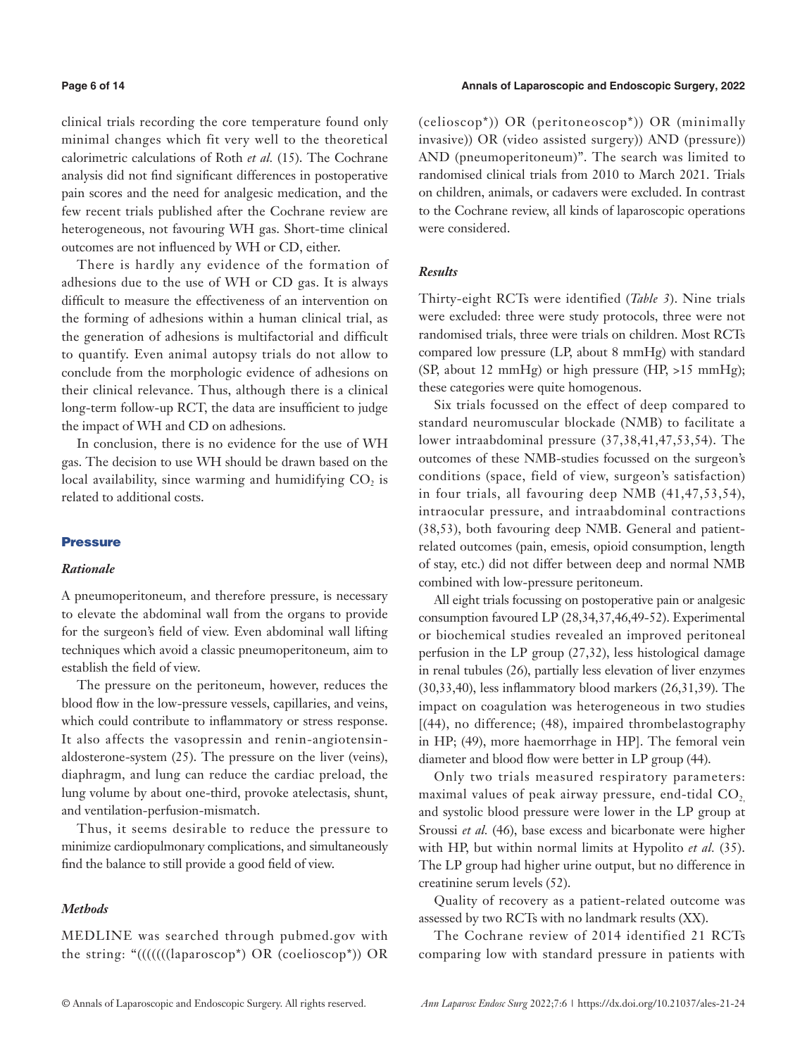clinical trials recording the core temperature found only minimal changes which fit very well to the theoretical calorimetric calculations of Roth *et al.* (15). The Cochrane analysis did not find significant differences in postoperative pain scores and the need for analgesic medication, and the few recent trials published after the Cochrane review are heterogeneous, not favouring WH gas. Short-time clinical outcomes are not influenced by WH or CD, either.

There is hardly any evidence of the formation of adhesions due to the use of WH or CD gas. It is always difficult to measure the effectiveness of an intervention on the forming of adhesions within a human clinical trial, as the generation of adhesions is multifactorial and difficult to quantify. Even animal autopsy trials do not allow to conclude from the morphologic evidence of adhesions on their clinical relevance. Thus, although there is a clinical long-term follow-up RCT, the data are insufficient to judge the impact of WH and CD on adhesions.

In conclusion, there is no evidence for the use of WH gas. The decision to use WH should be drawn based on the local availability, since warming and humidifying $CO_2$ is related to additional costs.

## Pressure

### *Rationale*

A pneumoperitoneum, and therefore pressure, is necessary to elevate the abdominal wall from the organs to provide for the surgeon's field of view. Even abdominal wall lifting techniques which avoid a classic pneumoperitoneum, aim to establish the field of view.

The pressure on the peritoneum, however, reduces the blood flow in the low-pressure vessels, capillaries, and veins, which could contribute to inflammatory or stress response. It also affects the vasopressin and renin-angiotensin-aldosterone-system (25). The pressure on the liver (veins), diaphragm, and lung can reduce the cardiac preload, the lung volume by about one-third, provoke atelectasis, shunt, and ventilation-perfusion-mismatch.

Thus, it seems desirable to reduce the pressure to minimize cardiopulmonary complications, and simultaneously find the balance to still provide a good field of view.

### *Methods*

MEDLINE was searched through pubmed.gov with the string: "(((((((laparoscop*) OR (coelioscop*)) OR (celioscop*)) OR (peritoneoscop*)) OR (minimally invasive)) OR (video assisted surgery)) AND (pressure)) AND (pneumoperitoneum)". The search was limited to randomised clinical trials from 2010 to March 2021. Trials on children, animals, or cadavers were excluded. In contrast to the Cochrane review, all kinds of laparoscopic operations were considered.

### *Results*

Thirty-eight RCTs were identified (*Table 3*). Nine trials were excluded: three were study protocols, three were not randomised trials, three were trials on children. Most RCTs compared low pressure (LP, about 8 mmHg) with standard (SP, about 12 mmHg) or high pressure (HP, >15 mmHg); these categories were quite homogenous.

Six trials focussed on the effect of deep compared to standard neuromuscular blockade (NMB) to facilitate a lower intraabdominal pressure (37,38,41,47,53,54). The outcomes of these NMB-studies focussed on the surgeon's conditions (space, field of view, surgeon's satisfaction) in four trials, all favouring deep NMB (41,47,53,54), intraocular pressure, and intraabdominal contractions (38,53), both favouring deep NMB. General and patient-related outcomes (pain, emesis, opioid consumption, length of stay, etc.) did not differ between deep and normal NMB combined with low-pressure peritoneum.

All eight trials focussing on postoperative pain or analgesic consumption favoured LP (28,34,37,46,49-52). Experimental or biochemical studies revealed an improved peritoneal perfusion in the LP group (27,32), less histological damage in renal tubules (26), partially less elevation of liver enzymes (30,33,40), less inflammatory blood markers (26,31,39). The impact on coagulation was heterogeneous in two studies [(44), no difference; (48), impaired thrombelastography in HP; (49), more haemorrhage in HP]. The femoral vein diameter and blood flow were better in LP group (44).

Only two trials measured respiratory parameters: maximal values of peak airway pressure, end-tidal $CO_2$, and systolic blood pressure were lower in the LP group at Sroussi *et al.* (46), base excess and bicarbonate were higher with HP, but within normal limits at Hypolito *et al.* (35). The LP group had higher urine output, but no difference in creatinine serum levels (52).

Quality of recovery as a patient-related outcome was assessed by two RCTs with no landmark results (XX).

The Cochrane review of 2014 identified 21 RCTs comparing low with standard pressure in patients with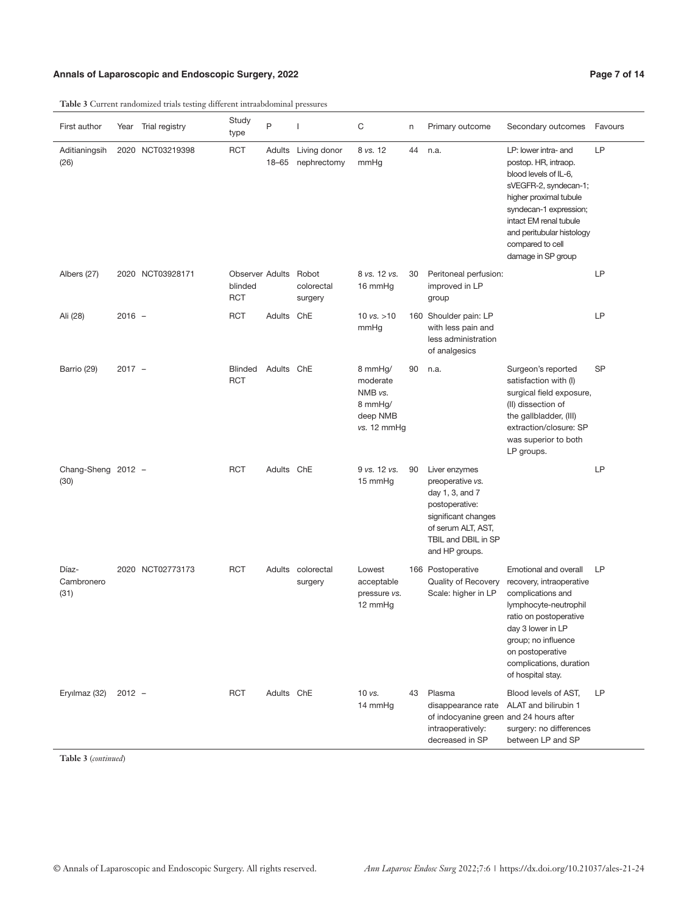**Table 3** Current randomized trials testing different intraabdominal pressures

| First author | Year | Trial registry | Study type | P | I | C | n | Primary outcome | Secondary outcomes | Favours |
|---|---|---|---|---|---|---|---|---|---|---|
| Aditianingsih (26) | 2020 | NCT03219398 | RCT | Adults 18–65 | Living donor nephrectomy | 8 *vs.* 12 mmHg | 44 | n.a. | LP: lower intra- and postop. HR, intraop. blood levels of IL-6, sVEGFR-2, syndecan-1; higher proximal tubule syndecan-1 expression; intact EM renal tubule and peritubular histology compared to cell damage in SP group | LP |
| Albers (27) | 2020 | NCT03928171 | Observer blinded RCT | Adults | Robot colorectal surgery | 8 *vs.* 12 *vs.* 16 mmHg | 30 | Peritoneal perfusion: improved in LP group | | LP |
| Ali (28) | 2016 | – | RCT | Adults | ChE | 10 *vs.* >10 mmHg | 160 | Shoulder pain: LP with less pain and less administration of analgesics | | LP |
| Barrio (29) | 2017 | – | Blinded RCT | Adults | ChE | 8 mmHg/ moderate NMB *vs.* 8 mmHg/ deep NMB *vs.* 12 mmHg | 90 | n.a. | Surgeon's reported satisfaction with (I) surgical field exposure, (II) dissection of the gallbladder, (III) extraction/closure: SP was superior to both LP groups. | SP |
| Chang-Sheng (30) | 2012 | – | RCT | Adults | ChE | 9 *vs.* 12 *vs.* 15 mmHg | 90 | Liver enzymes preoperative *vs.* day 1, 3, and 7 postoperative: significant changes of serum ALT, AST, TBIL and DBIL in SP and HP groups. | | LP |
| Díaz-Cambronero (31) | 2020 | NCT02773173 | RCT | Adults | colorectal surgery | Lowest acceptable pressure *vs.* 12 mmHg | 166 | Postoperative Quality of Recovery Scale: higher in LP | Emotional and overall recovery, intraoperative complications and lymphocyte-neutrophil ratio on postoperative day 3 lower in LP group; no influence on postoperative complications, duration of hospital stay. | LP |
| Eryılmaz (32) | 2012 | – | RCT | Adults | ChE | 10 *vs.* 14 mmHg | 43 | Plasma disappearance rate of indocyanine green intraoperatively: decreased in SP | Blood levels of AST, ALAT and bilirubin 1 and 24 hours after surgery: no differences between LP and SP | LP |

**Table 3** (*continued*)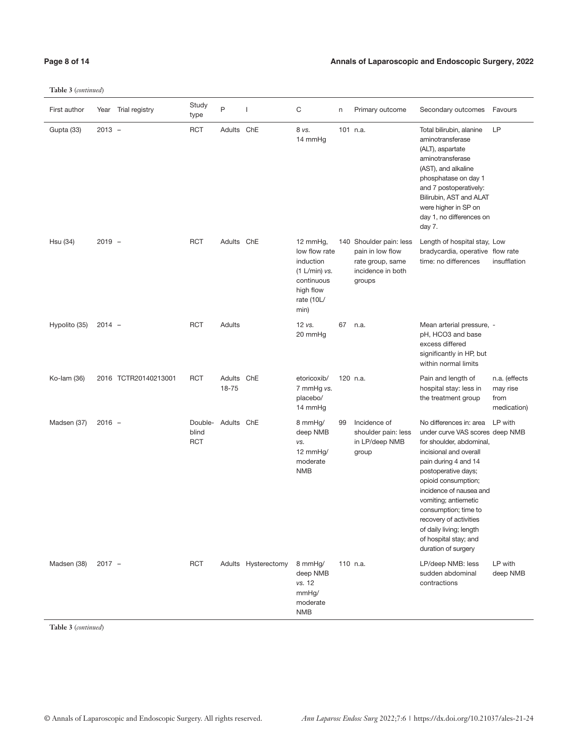**Table 3** (*continued*)

| First author | Year | Trial registry | Study type | P | I | C | n | Primary outcome | Secondary outcomes | Favours |
|---|---|---|---|---|---|---|---|---|---|---|
| Gupta (33) | 2013 | – | RCT | Adults | ChE | 8 *vs.* 14 mmHg | 101 | n.a. | Total bilirubin, alanine aminotransferase (ALT), aspartate aminotransferase (AST), and alkaline phosphatase on day 1 and 7 postoperatively: Bilirubin, AST and ALAT were higher in SP on day 1, no differences on day 7. | LP |
| Hsu (34) | 2019 | – | RCT | Adults | ChE | 12 mmHg, low flow rate induction (1 L/min) *vs.* continuous high flow rate (10L/min) | 140 | Shoulder pain: less pain in low flow rate group, same incidence in both groups | Length of hospital stay, bradycardia, operative time: no differences | Low flow rate insufflation |
| Hypolito (35) | 2014 | – | RCT | Adults | | 12 *vs.* 20 mmHg | 67 | n.a. | Mean arterial pressure, pH, HCO3 and base excess differed significantly in HP, but within normal limits | - |
| Ko-lam (36) | 2016 | TCTR20140213001 | RCT | Adults 18-75 | ChE | etoricoxib/ 7 mmHg *vs.* placebo/ 14 mmHg | 120 | n.a. | Pain and length of hospital stay: less in the treatment group | n.a. (effects may rise from medication) |
| Madsen (37) | 2016 | – | Double-blind RCT | Adults | ChE | 8 mmHg/ deep NMB *vs.* 12 mmHg/ moderate NMB | 99 | Incidence of shoulder pain: less in LP/deep NMB group | No differences in: area under curve VAS scores for shoulder, abdominal, incisional and overall pain during 4 and 14 postoperative days; opioid consumption; incidence of nausea and vomiting; antiemetic consumption; time to recovery of activities of daily living; length of hospital stay; and duration of surgery | LP with deep NMB |
| Madsen (38) | 2017 | – | RCT | Adults | Hysterectomy | 8 mmHg/ deep NMB *vs.* 12 mmHg/ moderate NMB | 110 | n.a. | LP/deep NMB: less sudden abdominal contractions | LP with deep NMB |

**Table 3** (*continued*)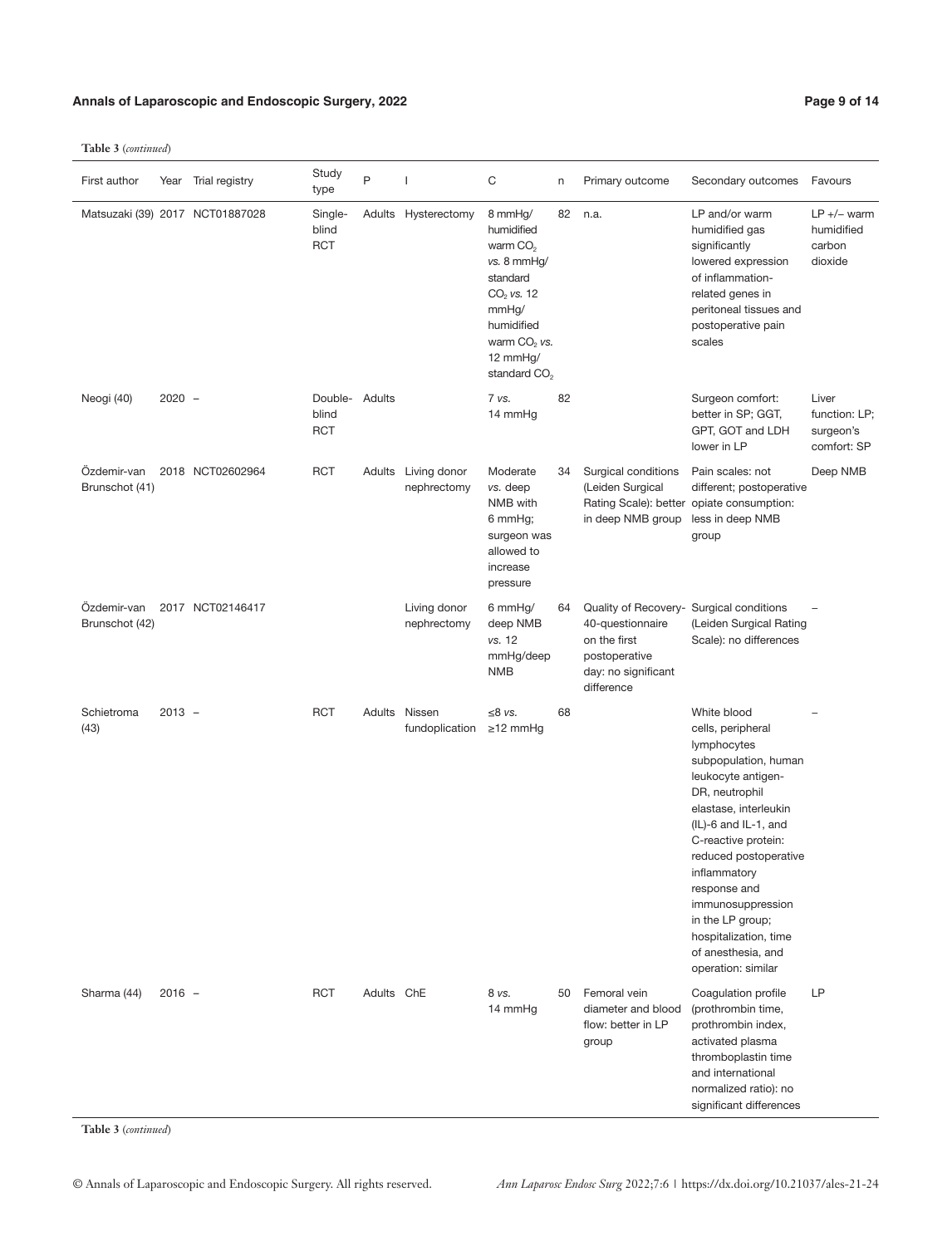**Table 3** (*continued*)

| First author | Year | Trial registry | Study type | P | I | C | n | Primary outcome | Secondary outcomes | Favours |
|---|---|---|---|---|---|---|---|---|---|---|
| Matsuzaki (39) | 2017 | NCT01887028 | Single-blind RCT | Adults | Hysterectomy | 8 mmHg/ humidified warm $CO_2$ *vs.* 8 mmHg/ standard $CO_2$ *vs.* 12 mmHg/ humidified warm $CO_2$ *vs.* 12 mmHg/ standard $CO_2$ | 82 | n.a. | LP and/or warm humidified gas significantly lowered expression of inflammation-related genes in peritoneal tissues and postoperative pain scales | LP +/− warm humidified carbon dioxide |
| Neogi (40) | 2020 | – | Double-blind RCT | Adults | | 7 *vs.* 14 mmHg | 82 | | Surgeon comfort: better in SP; GGT, GPT, GOT and LDH lower in LP | Liver function: LP; surgeon's comfort: SP |
| Özdemir-van Brunschot (41) | 2018 | NCT02602964 | RCT | Adults | Living donor nephrectomy | Moderate *vs.* deep NMB with 6 mmHg; surgeon was allowed to increase pressure | 34 | Surgical conditions (Leiden Surgical Rating Scale): better in deep NMB group | Pain scales: not different; postoperative opiate consumption: less in deep NMB group | Deep NMB |
| Özdemir-van Brunschot (42) | 2017 | NCT02146417 | | | Living donor nephrectomy | 6 mmHg/ deep NMB *vs.* 12 mmHg/deep NMB | 64 | Quality of Recovery-40-questionnaire on the first postoperative day: no significant difference | Surgical conditions (Leiden Surgical Rating Scale): no differences | – |
| Schietroma (43) | 2013 | – | RCT | Adults | Nissen fundoplication | ≤8 *vs.* ≥12 mmHg | 68 | | White blood cells, peripheral lymphocytes subpopulation, human leukocyte antigen-DR, neutrophil elastase, interleukin (IL)-6 and IL-1, and C-reactive protein: reduced postoperative inflammatory response and immunosuppression in the LP group; hospitalization, time of anesthesia, and operation: similar | – |
| Sharma (44) | 2016 | – | RCT | Adults | ChE | 8 *vs.* 14 mmHg | 50 | Femoral vein diameter and blood flow: better in LP group | Coagulation profile (prothrombin time, prothrombin index, activated plasma thromboplastin time and international normalized ratio): no significant differences | LP |

**Table 3** (*continued*)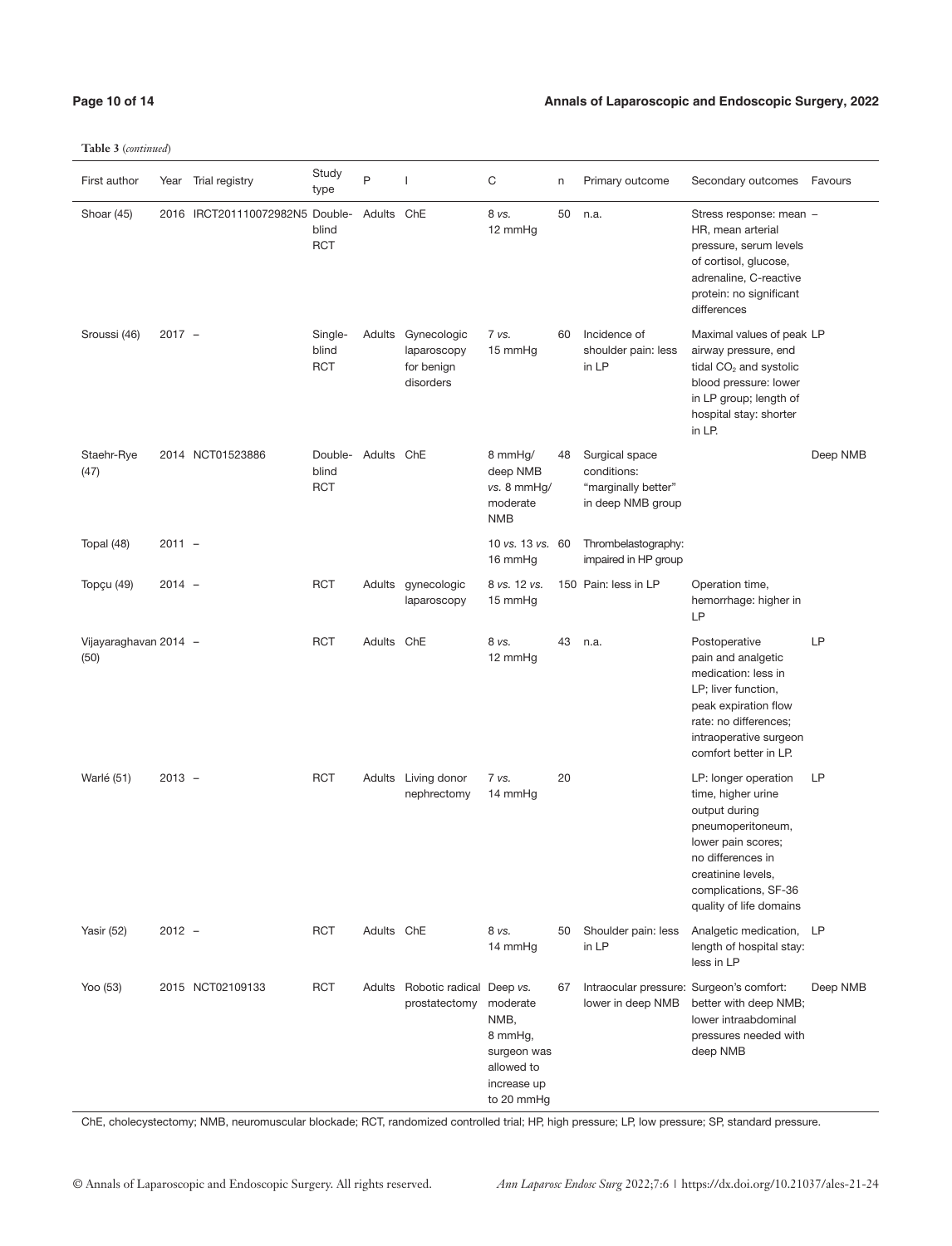**Table 3** (*continued*)

| First author | Year | Trial registry | Study type | P | I | C | n | Primary outcome | Secondary outcomes | Favours |
|---|---|---|---|---|---|---|---|---|---|---|
| Shoar (45) | 2016 | IRCT201110072982N5 | Double-blind RCT | Adults | ChE | 8 *vs.* 12 mmHg | 50 | n.a. | Stress response: mean HR, mean arterial pressure, serum levels of cortisol, glucose, adrenaline, C-reactive protein: no significant differences | – |
| Sroussi (46) | 2017 | – | Single-blind RCT | Adults | Gynecologic laparoscopy for benign disorders | 7 *vs.* 15 mmHg | 60 | Incidence of shoulder pain: less in LP | Maximal values of peak airway pressure, end tidal $CO_2$ and systolic blood pressure: lower in LP group; length of hospital stay: shorter in LP. | LP |
| Staehr-Rye (47) | 2014 | NCT01523886 | Double-blind RCT | Adults | ChE | 8 mmHg/ deep NMB *vs.* 8 mmHg/ moderate NMB | 48 | Surgical space conditions: "marginally better" in deep NMB group | | Deep NMB |
| Topal (48) | 2011 | – | | | | 10 *vs.* 13 *vs.* 16 mmHg | 60 | Thrombelastography: impaired in HP group | | |
| Topçu (49) | 2014 | – | RCT | Adults | gynecologic laparoscopy | 8 *vs.* 12 *vs.* 15 mmHg | 150 | Pain: less in LP | Operation time, hemorrhage: higher in LP | |
| Vijayaraghavan (50) | 2014 | – | RCT | Adults | ChE | 8 *vs.* 12 mmHg | 43 | n.a. | Postoperative pain and analgetic medication: less in LP; liver function, peak expiration flow rate: no differences; intraoperative surgeon comfort better in LP. | LP |
| Warlé (51) | 2013 | – | RCT | Adults | Living donor nephrectomy | 7 *vs.* 14 mmHg | 20 | | LP: longer operation time, higher urine output during pneumoperitoneum, lower pain scores; no differences in creatinine levels, complications, SF-36 quality of life domains | LP |
| Yasir (52) | 2012 | – | RCT | Adults | ChE | 8 *vs.* 14 mmHg | 50 | Shoulder pain: less in LP | Analgetic medication, length of hospital stay: less in LP | LP |
| Yoo (53) | 2015 | NCT02109133 | RCT | Adults | Robotic radical prostatectomy | Deep *vs.* moderate NMB, 8 mmHg, surgeon was allowed to increase up to 20 mmHg | 67 | Intraocular pressure: lower in deep NMB | Surgeon's comfort: better with deep NMB; lower intraabdominal pressures needed with deep NMB | Deep NMB |

ChE, cholecystectomy; NMB, neuromuscular blockade; RCT, randomized controlled trial; HP, high pressure; LP, low pressure; SP, standard pressure.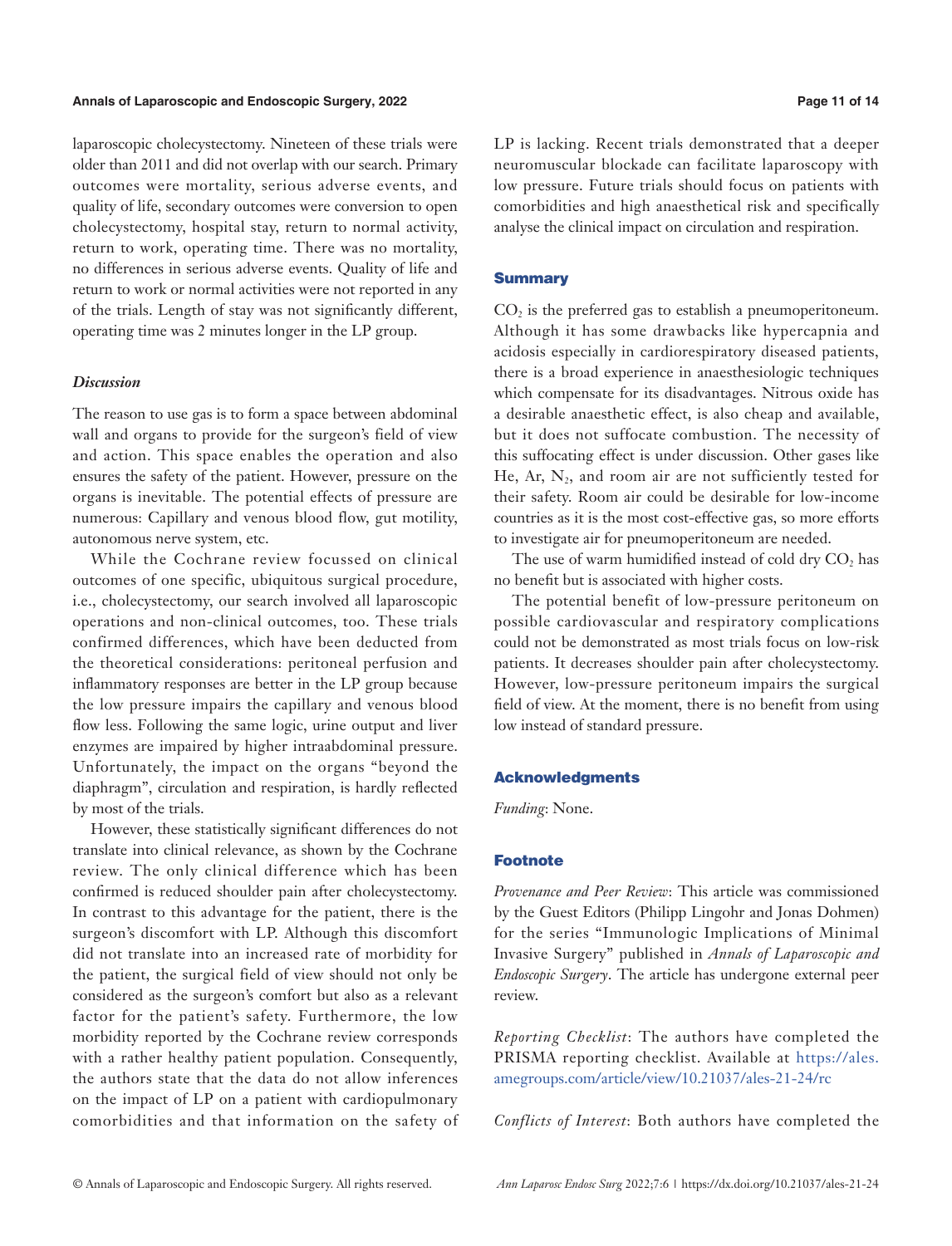laparoscopic cholecystectomy. Nineteen of these trials were older than 2011 and did not overlap with our search. Primary outcomes were mortality, serious adverse events, and quality of life, secondary outcomes were conversion to open cholecystectomy, hospital stay, return to normal activity, return to work, operating time. There was no mortality, no differences in serious adverse events. Quality of life and return to work or normal activities were not reported in any of the trials. Length of stay was not significantly different, operating time was 2 minutes longer in the LP group.

### *Discussion*

The reason to use gas is to form a space between abdominal wall and organs to provide for the surgeon's field of view and action. This space enables the operation and also ensures the safety of the patient. However, pressure on the organs is inevitable. The potential effects of pressure are numerous: Capillary and venous blood flow, gut motility, autonomous nerve system, etc.

While the Cochrane review focussed on clinical outcomes of one specific, ubiquitous surgical procedure, i.e., cholecystectomy, our search involved all laparoscopic operations and non-clinical outcomes, too. These trials confirmed differences, which have been deducted from the theoretical considerations: peritoneal perfusion and inflammatory responses are better in the LP group because the low pressure impairs the capillary and venous blood flow less. Following the same logic, urine output and liver enzymes are impaired by higher intraabdominal pressure. Unfortunately, the impact on the organs "beyond the diaphragm", circulation and respiration, is hardly reflected by most of the trials.

However, these statistically significant differences do not translate into clinical relevance, as shown by the Cochrane review. The only clinical difference which has been confirmed is reduced shoulder pain after cholecystectomy. In contrast to this advantage for the patient, there is the surgeon's discomfort with LP. Although this discomfort did not translate into an increased rate of morbidity for the patient, the surgical field of view should not only be considered as the surgeon's comfort but also as a relevant factor for the patient's safety. Furthermore, the low morbidity reported by the Cochrane review corresponds with a rather healthy patient population. Consequently, the authors state that the data do not allow inferences on the impact of LP on a patient with cardiopulmonary comorbidities and that information on the safety of LP is lacking. Recent trials demonstrated that a deeper neuromuscular blockade can facilitate laparoscopy with low pressure. Future trials should focus on patients with comorbidities and high anaesthetical risk and specifically analyse the clinical impact on circulation and respiration.

## Summary

$CO_2$ is the preferred gas to establish a pneumoperitoneum. Although it has some drawbacks like hypercapnia and acidosis especially in cardiorespiratory diseased patients, there is a broad experience in anaesthesiologic techniques which compensate for its disadvantages. Nitrous oxide has a desirable anaesthetic effect, is also cheap and available, but it does not suffocate combustion. The necessity of this suffocating effect is under discussion. Other gases like He, Ar, $N_2$, and room air are not sufficiently tested for their safety. Room air could be desirable for low-income countries as it is the most cost-effective gas, so more efforts to investigate air for pneumoperitoneum are needed.

The use of warm humidified instead of cold dry $CO_2$ has no benefit but is associated with higher costs.

The potential benefit of low-pressure peritoneum on possible cardiovascular and respiratory complications could not be demonstrated as most trials focus on low-risk patients. It decreases shoulder pain after cholecystectomy. However, low-pressure peritoneum impairs the surgical field of view. At the moment, there is no benefit from using low instead of standard pressure.

## Acknowledgments

*Funding*: None.

## Footnote

*Provenance and Peer Review*: This article was commissioned by the Guest Editors (Philipp Lingohr and Jonas Dohmen) for the series "Immunologic Implications of Minimal Invasive Surgery" published in *Annals of Laparoscopic and Endoscopic Surgery*. The article has undergone external peer review.

*Reporting Checklist*: The authors have completed the PRISMA reporting checklist. Available at https://ales.amegroups.com/article/view/10.21037/ales-21-24/rc

*Conflicts of Interest*: Both authors have completed the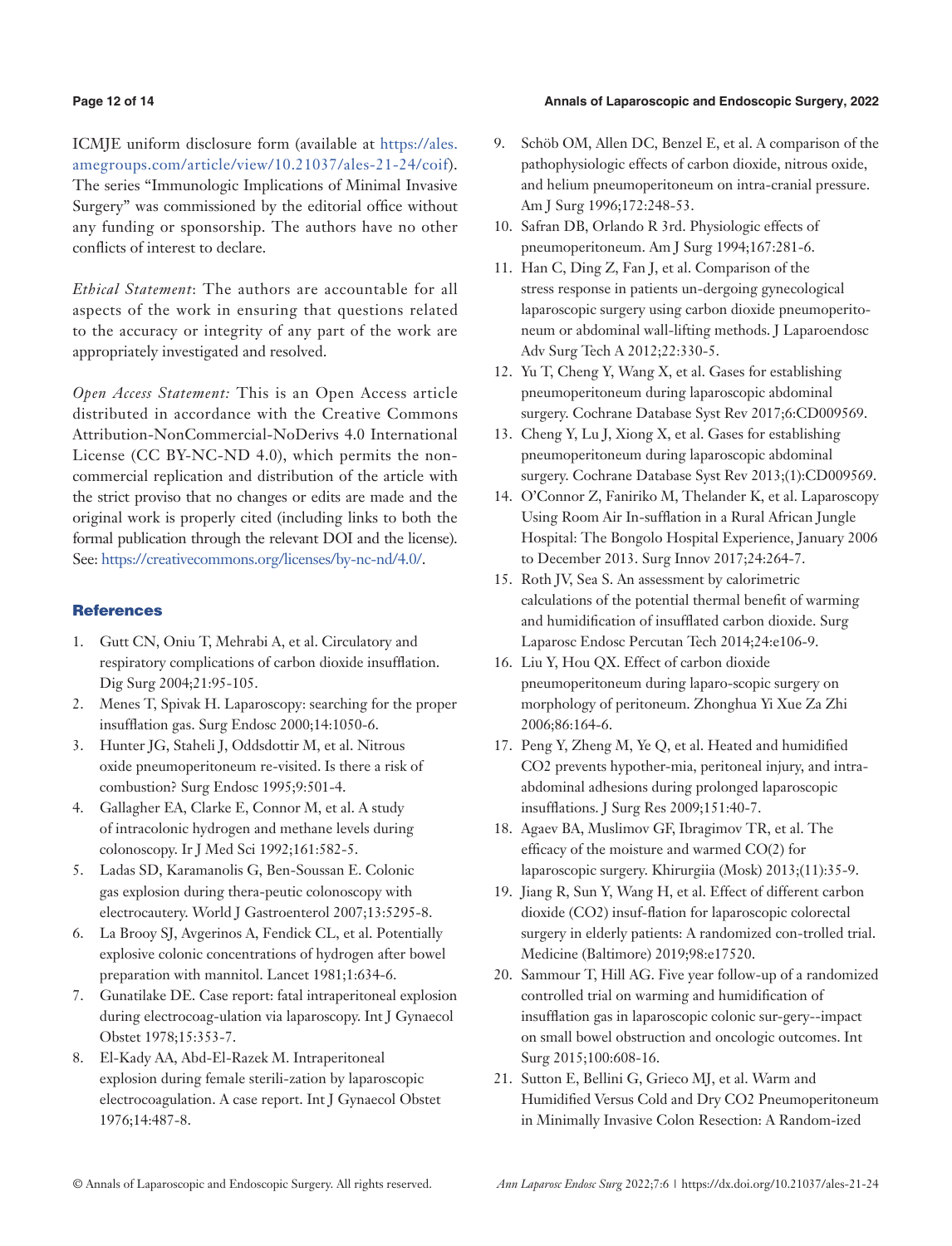ICMJE uniform disclosure form (available at https://ales.amegroups.com/article/view/10.21037/ales-21-24/coif). The series "Immunologic Implications of Minimal Invasive Surgery" was commissioned by the editorial office without any funding or sponsorship. The authors have no other conflicts of interest to declare.

*Ethical Statement*: The authors are accountable for all aspects of the work in ensuring that questions related to the accuracy or integrity of any part of the work are appropriately investigated and resolved.

*Open Access Statement:* This is an Open Access article distributed in accordance with the Creative Commons Attribution-NonCommercial-NoDerivs 4.0 International License (CC BY-NC-ND 4.0), which permits the non-commercial replication and distribution of the article with the strict proviso that no changes or edits are made and the original work is properly cited (including links to both the formal publication through the relevant DOI and the license). See: https://creativecommons.org/licenses/by-nc-nd/4.0/.

## References

1. Gutt CN, Oniu T, Mehrabi A, et al. Circulatory and respiratory complications of carbon dioxide insufflation. Dig Surg 2004;21:95-105.
2. Menes T, Spivak H. Laparoscopy: searching for the proper insufflation gas. Surg Endosc 2000;14:1050-6.
3. Hunter JG, Staheli J, Oddsdottir M, et al. Nitrous oxide pneumoperitoneum re-visited. Is there a risk of combustion? Surg Endosc 1995;9:501-4.
4. Gallagher EA, Clarke E, Connor M, et al. A study of intracolonic hydrogen and methane levels during colonoscopy. Ir J Med Sci 1992;161:582-5.
5. Ladas SD, Karamanolis G, Ben-Soussan E. Colonic gas explosion during thera-peutic colonoscopy with electrocautery. World J Gastroenterol 2007;13:5295-8.
6. La Brooy SJ, Avgerinos A, Fendick CL, et al. Potentially explosive colonic concentrations of hydrogen after bowel preparation with mannitol. Lancet 1981;1:634-6.
7. Gunatilake DE. Case report: fatal intraperitoneal explosion during electrocoag-ulation via laparoscopy. Int J Gynaecol Obstet 1978;15:353-7.
8. El-Kady AA, Abd-El-Razek M. Intraperitoneal explosion during female sterili-zation by laparoscopic electrocoagulation. A case report. Int J Gynaecol Obstet 1976;14:487-8.
9. Schöb OM, Allen DC, Benzel E, et al. A comparison of the pathophysiologic effects of carbon dioxide, nitrous oxide, and helium pneumoperitoneum on intra-cranial pressure. Am J Surg 1996;172:248-53.
10. Safran DB, Orlando R 3rd. Physiologic effects of pneumoperitoneum. Am J Surg 1994;167:281-6.
11. Han C, Ding Z, Fan J, et al. Comparison of the stress response in patients un-dergoing gynecological laparoscopic surgery using carbon dioxide pneumoperito-neum or abdominal wall-lifting methods. J Laparoendosc Adv Surg Tech A 2012;22:330-5.
12. Yu T, Cheng Y, Wang X, et al. Gases for establishing pneumoperitoneum during laparoscopic abdominal surgery. Cochrane Database Syst Rev 2017;6:CD009569.
13. Cheng Y, Lu J, Xiong X, et al. Gases for establishing pneumoperitoneum during laparoscopic abdominal surgery. Cochrane Database Syst Rev 2013;(1):CD009569.
14. O'Connor Z, Faniriko M, Thelander K, et al. Laparoscopy Using Room Air In-sufflation in a Rural African Jungle Hospital: The Bongolo Hospital Experience, January 2006 to December 2013. Surg Innov 2017;24:264-7.
15. Roth JV, Sea S. An assessment by calorimetric calculations of the potential thermal benefit of warming and humidification of insufflated carbon dioxide. Surg Laparosc Endosc Percutan Tech 2014;24:e106-9.
16. Liu Y, Hou QX. Effect of carbon dioxide pneumoperitoneum during laparo-scopic surgery on morphology of peritoneum. Zhonghua Yi Xue Za Zhi 2006;86:164-6.
17. Peng Y, Zheng M, Ye Q, et al. Heated and humidified CO2 prevents hypother-mia, peritoneal injury, and intra-abdominal adhesions during prolonged laparoscopic insufflations. J Surg Res 2009;151:40-7.
18. Agaev BA, Muslimov GF, Ibragimov TR, et al. The efficacy of the moisture and warmed CO(2) for laparoscopic surgery. Khirurgiia (Mosk) 2013;(11):35-9.
19. Jiang R, Sun Y, Wang H, et al. Effect of different carbon dioxide (CO2) insuf-flation for laparoscopic colorectal surgery in elderly patients: A randomized con-trolled trial. Medicine (Baltimore) 2019;98:e17520.
20. Sammour T, Hill AG. Five year follow-up of a randomized controlled trial on warming and humidification of insufflation gas in laparoscopic colonic sur-gery--impact on small bowel obstruction and oncologic outcomes. Int Surg 2015;100:608-16.
21. Sutton E, Bellini G, Grieco MJ, et al. Warm and Humidified Versus Cold and Dry CO2 Pneumoperitoneum in Minimally Invasive Colon Resection: A Random-ized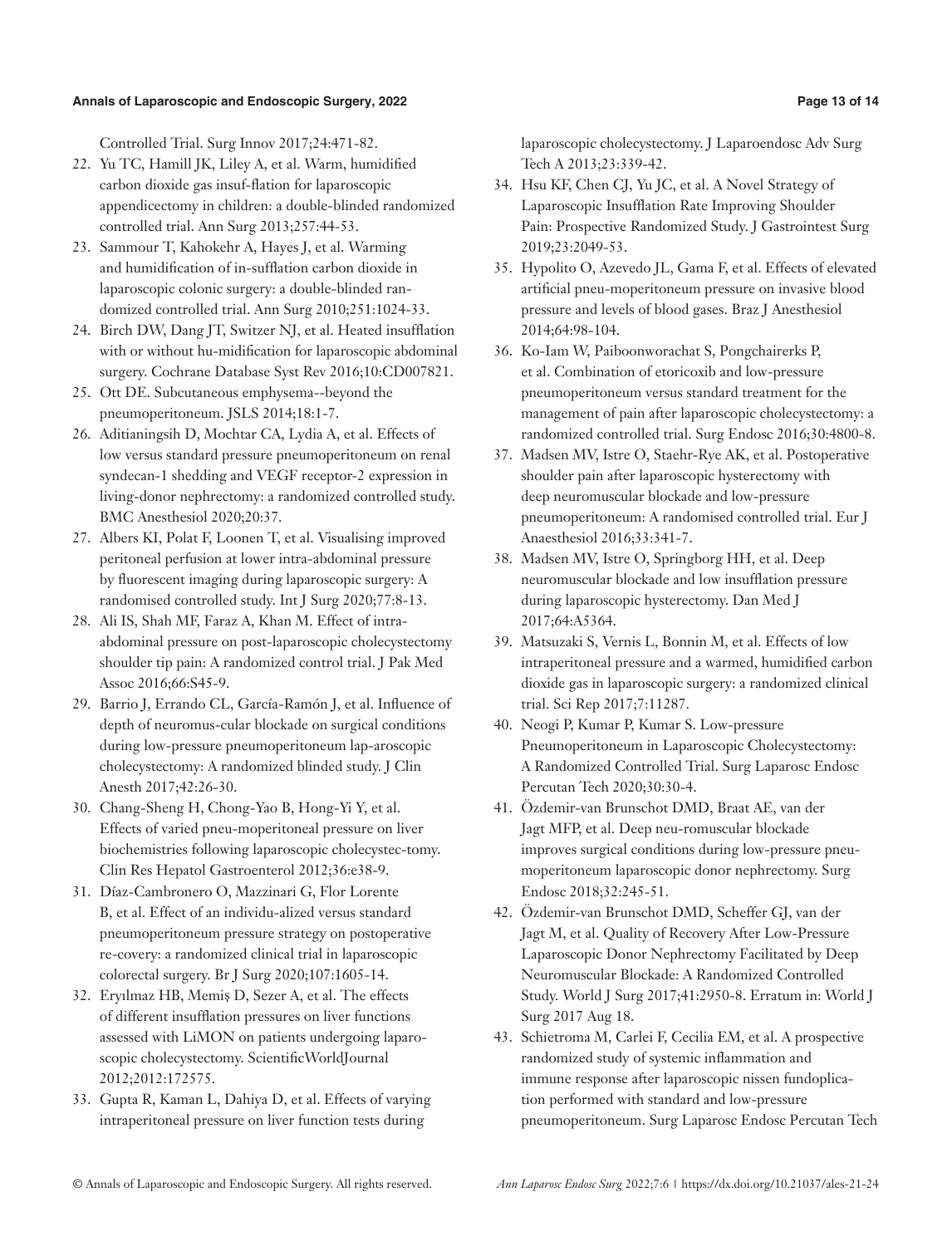Controlled Trial. Surg Innov 2017;24:471-82.

22. Yu TC, Hamill JK, Liley A, et al. Warm, humidified carbon dioxide gas insuf-flation for laparoscopic appendicectomy in children: a double-blinded randomized controlled trial. Ann Surg 2013;257:44-53.
23. Sammour T, Kahokehr A, Hayes J, et al. Warming and humidification of in-sufflation carbon dioxide in laparoscopic colonic surgery: a double-blinded ran-domized controlled trial. Ann Surg 2010;251:1024-33.
24. Birch DW, Dang JT, Switzer NJ, et al. Heated insufflation with or without hu-midification for laparoscopic abdominal surgery. Cochrane Database Syst Rev 2016;10:CD007821.
25. Ott DE. Subcutaneous emphysema--beyond the pneumoperitoneum. JSLS 2014;18:1-7.
26. Aditianingsih D, Mochtar CA, Lydia A, et al. Effects of low versus standard pressure pneumoperitoneum on renal syndecan-1 shedding and VEGF receptor-2 expression in living-donor nephrectomy: a randomized controlled study. BMC Anesthesiol 2020;20:37.
27. Albers KI, Polat F, Loonen T, et al. Visualising improved peritoneal perfusion at lower intra-abdominal pressure by fluorescent imaging during laparoscopic surgery: A randomised controlled study. Int J Surg 2020;77:8-13.
28. Ali IS, Shah MF, Faraz A, Khan M. Effect of intra-abdominal pressure on post-laparoscopic cholecystectomy shoulder tip pain: A randomized control trial. J Pak Med Assoc 2016;66:S45-9.
29. Barrio J, Errando CL, García-Ramón J, et al. Influence of depth of neuromus-cular blockade on surgical conditions during low-pressure pneumoperitoneum lap-aroscopic cholecystectomy: A randomized blinded study. J Clin Anesth 2017;42:26-30.
30. Chang-Sheng H, Chong-Yao B, Hong-Yi Y, et al. Effects of varied pneu-moperitoneal pressure on liver biochemistries following laparoscopic cholecystec-tomy. Clin Res Hepatol Gastroenterol 2012;36:e38-9.
31. Díaz-Cambronero O, Mazzinari G, Flor Lorente B, et al. Effect of an individu-alized versus standard pneumoperitoneum pressure strategy on postoperative re-covery: a randomized clinical trial in laparoscopic colorectal surgery. Br J Surg 2020;107:1605-14.
32. Eryılmaz HB, Memiş D, Sezer A, et al. The effects of different insufflation pressures on liver functions assessed with LiMON on patients undergoing laparo-scopic cholecystectomy. ScientificWorldJournal 2012;2012:172575.
33. Gupta R, Kaman L, Dahiya D, et al. Effects of varying intraperitoneal pressure on liver function tests during laparoscopic cholecystectomy. J Laparoendosc Adv Surg Tech A 2013;23:339-42.
34. Hsu KF, Chen CJ, Yu JC, et al. A Novel Strategy of Laparoscopic Insufflation Rate Improving Shoulder Pain: Prospective Randomized Study. J Gastrointest Surg 2019;23:2049-53.
35. Hypolito O, Azevedo JL, Gama F, et al. Effects of elevated artificial pneu-moperitoneum pressure on invasive blood pressure and levels of blood gases. Braz J Anesthesiol 2014;64:98-104.
36. Ko-Iam W, Paiboonworachat S, Pongchairerks P, et al. Combination of etoricoxib and low-pressure pneumoperitoneum versus standard treatment for the management of pain after laparoscopic cholecystectomy: a randomized controlled trial. Surg Endosc 2016;30:4800-8.
37. Madsen MV, Istre O, Staehr-Rye AK, et al. Postoperative shoulder pain after laparoscopic hysterectomy with deep neuromuscular blockade and low-pressure pneumoperitoneum: A randomised controlled trial. Eur J Anaesthesiol 2016;33:341-7.
38. Madsen MV, Istre O, Springborg HH, et al. Deep neuromuscular blockade and low insufflation pressure during laparoscopic hysterectomy. Dan Med J 2017;64:A5364.
39. Matsuzaki S, Vernis L, Bonnin M, et al. Effects of low intraperitoneal pressure and a warmed, humidified carbon dioxide gas in laparoscopic surgery: a randomized clinical trial. Sci Rep 2017;7:11287.
40. Neogi P, Kumar P, Kumar S. Low-pressure Pneumoperitoneum in Laparoscopic Cholecystectomy: A Randomized Controlled Trial. Surg Laparosc Endosc Percutan Tech 2020;30:30-4.
41. Özdemir-van Brunschot DMD, Braat AE, van der Jagt MFP, et al. Deep neu-romuscular blockade improves surgical conditions during low-pressure pneu-moperitoneum laparoscopic donor nephrectomy. Surg Endosc 2018;32:245-51.
42. Özdemir-van Brunschot DMD, Scheffer GJ, van der Jagt M, et al. Quality of Recovery After Low-Pressure Laparoscopic Donor Nephrectomy Facilitated by Deep Neuromuscular Blockade: A Randomized Controlled Study. World J Surg 2017;41:2950-8. Erratum in: World J Surg 2017 Aug 18.
43. Schietroma M, Carlei F, Cecilia EM, et al. A prospective randomized study of systemic inflammation and immune response after laparoscopic nissen fundoplica-tion performed with standard and low-pressure pneumoperitoneum. Surg Laparosc Endosc Percutan Tech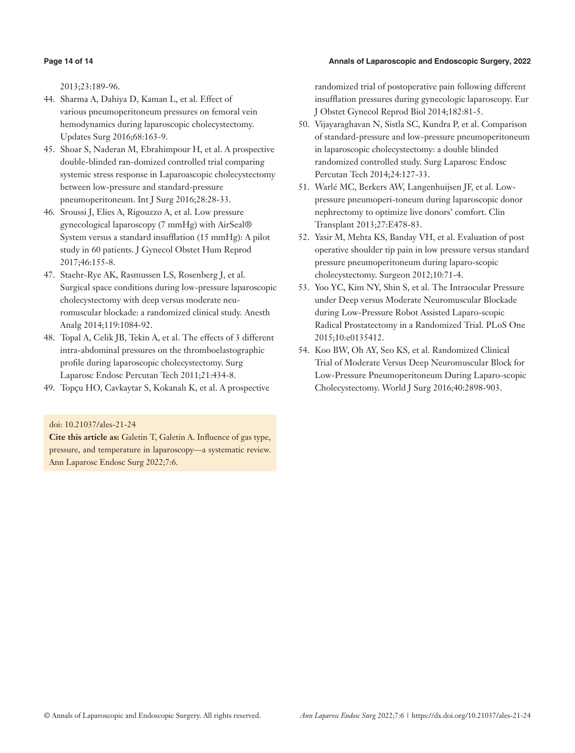2013;23:189-96.

44. Sharma A, Dahiya D, Kaman L, et al. Effect of various pneumoperitoneum pressures on femoral vein hemodynamics during laparoscopic cholecystectomy. Updates Surg 2016;68:163-9.
45. Shoar S, Naderan M, Ebrahimpour H, et al. A prospective double-blinded ran-domized controlled trial comparing systemic stress response in Laparoascopic cholecystectomy between low-pressure and standard-pressure pneumoperitoneum. Int J Surg 2016;28:28-33.
46. Sroussi J, Elies A, Rigouzzo A, et al. Low pressure gynecological laparoscopy (7 mmHg) with AirSeal® System versus a standard insufflation (15 mmHg): A pilot study in 60 patients. J Gynecol Obstet Hum Reprod 2017;46:155-8.
47. Staehr-Rye AK, Rasmussen LS, Rosenberg J, et al. Surgical space conditions during low-pressure laparoscopic cholecystectomy with deep versus moderate neu-romuscular blockade: a randomized clinical study. Anesth Analg 2014;119:1084-92.
48. Topal A, Celik JB, Tekin A, et al. The effects of 3 different intra-abdominal pressures on the thromboelastographic profile during laparoscopic cholecystectomy. Surg Laparosc Endosc Percutan Tech 2011;21:434-8.
49. Topçu HO, Cavkaytar S, Kokanalı K, et al. A prospective randomized trial of postoperative pain following different insufflation pressures during gynecologic laparoscopy. Eur J Obstet Gynecol Reprod Biol 2014;182:81-5.
50. Vijayaraghavan N, Sistla SC, Kundra P, et al. Comparison of standard-pressure and low-pressure pneumoperitoneum in laparoscopic cholecystectomy: a double blinded randomized controlled study. Surg Laparosc Endosc Percutan Tech 2014;24:127-33.
51. Warlé MC, Berkers AW, Langenhuijsen JF, et al. Low-pressure pneumoperi-toneum during laparoscopic donor nephrectomy to optimize live donors' comfort. Clin Transplant 2013;27:E478-83.
52. Yasir M, Mehta KS, Banday VH, et al. Evaluation of post operative shoulder tip pain in low pressure versus standard pressure pneumoperitoneum during laparo-scopic cholecystectomy. Surgeon 2012;10:71-4.
53. Yoo YC, Kim NY, Shin S, et al. The Intraocular Pressure under Deep versus Moderate Neuromuscular Blockade during Low-Pressure Robot Assisted Laparo-scopic Radical Prostatectomy in a Randomized Trial. PLoS One 2015;10:e0135412.
54. Koo BW, Oh AY, Seo KS, et al. Randomized Clinical Trial of Moderate Versus Deep Neuromuscular Block for Low-Pressure Pneumoperitoneum During Laparo-scopic Cholecystectomy. World J Surg 2016;40:2898-903.

doi: 10.21037/ales-21-24

**Cite this article as:** Galetin T, Galetin A. Influence of gas type, pressure, and temperature in laparoscopy—a systematic review. Ann Laparosc Endosc Surg 2022;7:6.